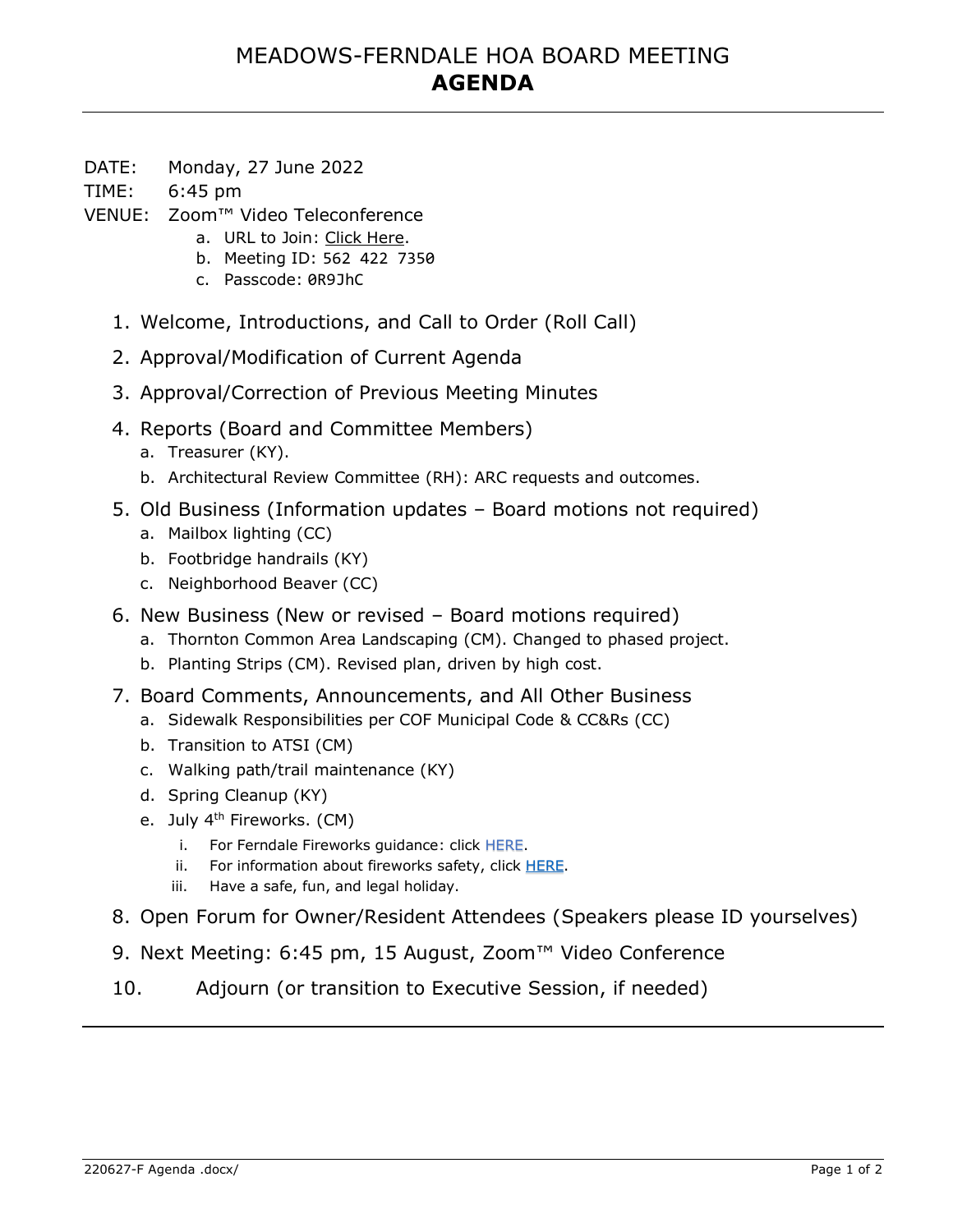# MEADOWS-FERNDALE HOA BOARD MEETING
# **AGENDA**

---

DATE: Monday, 27 June 2022

TIME: 6:45 pm

VENUE: Zoom™ Video Teleconference

   a. URL to Join: Click Here.
   b. Meeting ID: 562 422 7350
   c. Passcode: 0R9JhC

1. Welcome, Introductions, and Call to Order (Roll Call)
2. Approval/Modification of Current Agenda
3. Approval/Correction of Previous Meeting Minutes
4. Reports (Board and Committee Members)
   a. Treasurer (KY).
   b. Architectural Review Committee (RH): ARC requests and outcomes.
5. Old Business (Information updates – Board motions not required)
   a. Mailbox lighting (CC)
   b. Footbridge handrails (KY)
   c. Neighborhood Beaver (CC)
6. New Business (New or revised – Board motions required)
   a. Thornton Common Area Landscaping (CM). Changed to phased project.
   b. Planting Strips (CM). Revised plan, driven by high cost.
7. Board Comments, Announcements, and All Other Business
   a. Sidewalk Responsibilities per COF Municipal Code & CC&Rs (CC)
   b. Transition to ATSI (CM)
   c. Walking path/trail maintenance (KY)
   d. Spring Cleanup (KY)
   e. July 4th Fireworks. (CM)
      i. For Ferndale Fireworks guidance: click HERE.
      ii. For information about fireworks safety, click HERE.
      iii. Have a safe, fun, and legal holiday.
8. Open Forum for Owner/Resident Attendees (Speakers please ID yourselves)
9. Next Meeting: 6:45 pm, 15 August, Zoom™ Video Conference
10. Adjourn (or transition to Executive Session, if needed)

---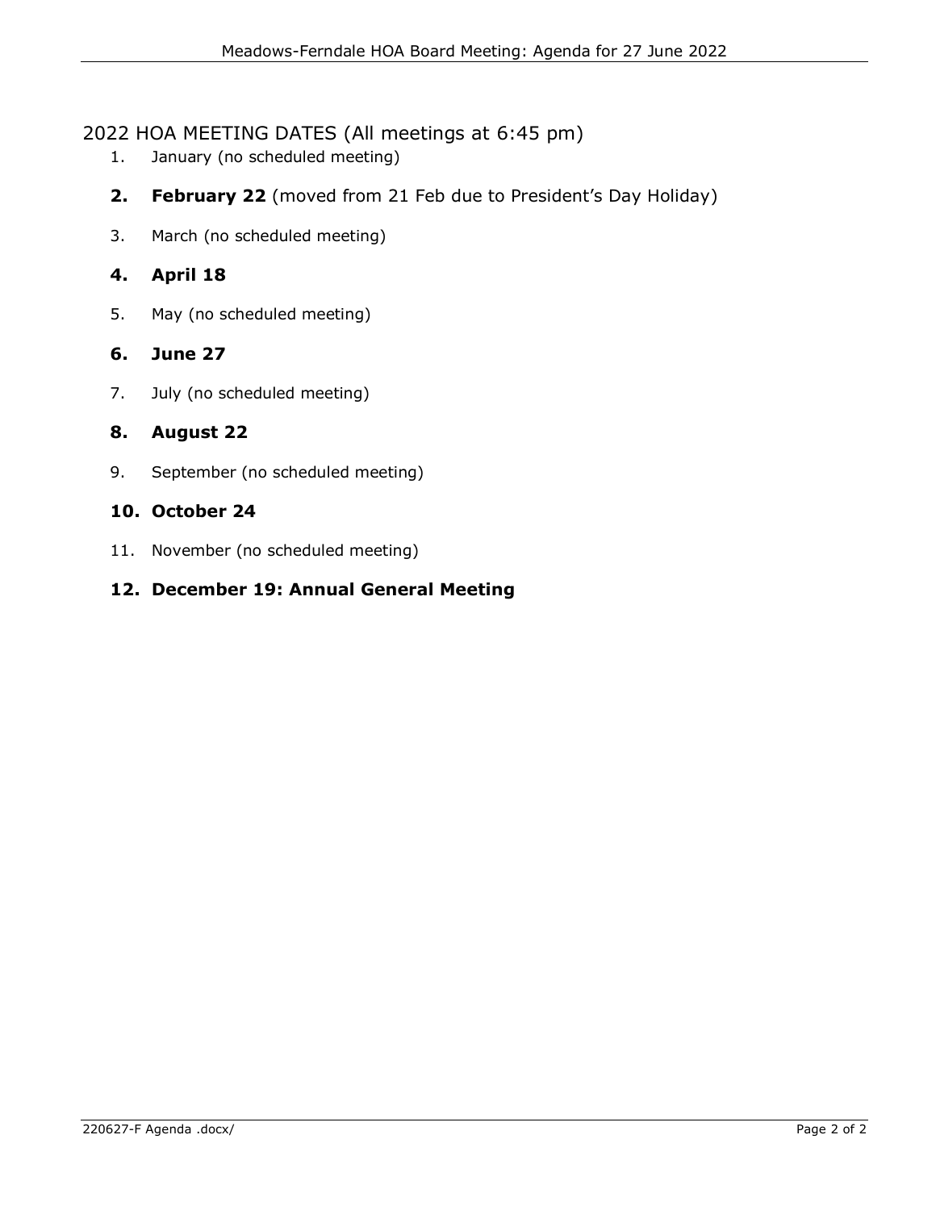## 2022 HOA MEETING DATES (All meetings at 6:45 pm)

1. January (no scheduled meeting)
2. **February 22** (moved from 21 Feb due to President's Day Holiday)
3. March (no scheduled meeting)
4. **April 18**
5. May (no scheduled meeting)
6. **June 27**
7. July (no scheduled meeting)
8. **August 22**
9. September (no scheduled meeting)
10. **October 24**
11. November (no scheduled meeting)
12. **December 19: Annual General Meeting**